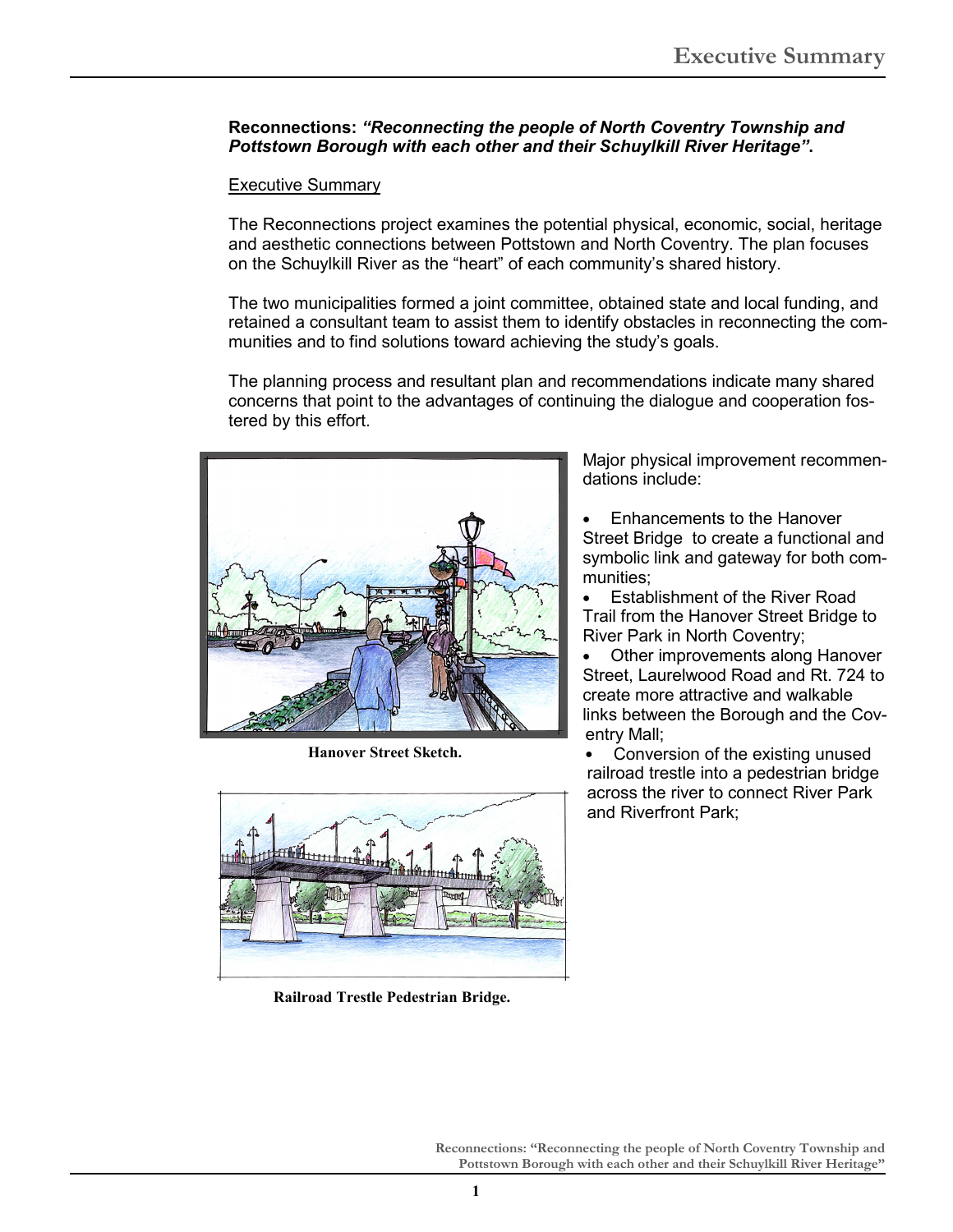# Executive Summary

**Reconnections: *"Reconnecting the people of North Coventry Township and Pottstown Borough with each other and their Schuylkill River Heritage"*.**

## Executive Summary

The Reconnections project examines the potential physical, economic, social, heritage and aesthetic connections between Pottstown and North Coventry. The plan focuses on the Schuylkill River as the "heart" of each community's shared history.

The two municipalities formed a joint committee, obtained state and local funding, and retained a consultant team to assist them to identify obstacles in reconnecting the communities and to find solutions toward achieving the study's goals.

The planning process and resultant plan and recommendations indicate many shared concerns that point to the advantages of continuing the dialogue and cooperation fostered by this effort.

**Hanover Street Sketch.**

**Railroad Trestle Pedestrian Bridge.**

Major physical improvement recommendations include:

- Enhancements to the Hanover Street Bridge to create a functional and symbolic link and gateway for both communities;
- Establishment of the River Road Trail from the Hanover Street Bridge to River Park in North Coventry;
- Other improvements along Hanover Street, Laurelwood Road and Rt. 724 to create more attractive and walkable links between the Borough and the Coventry Mall;
- Conversion of the existing unused railroad trestle into a pedestrian bridge across the river to connect River Park and Riverfront Park;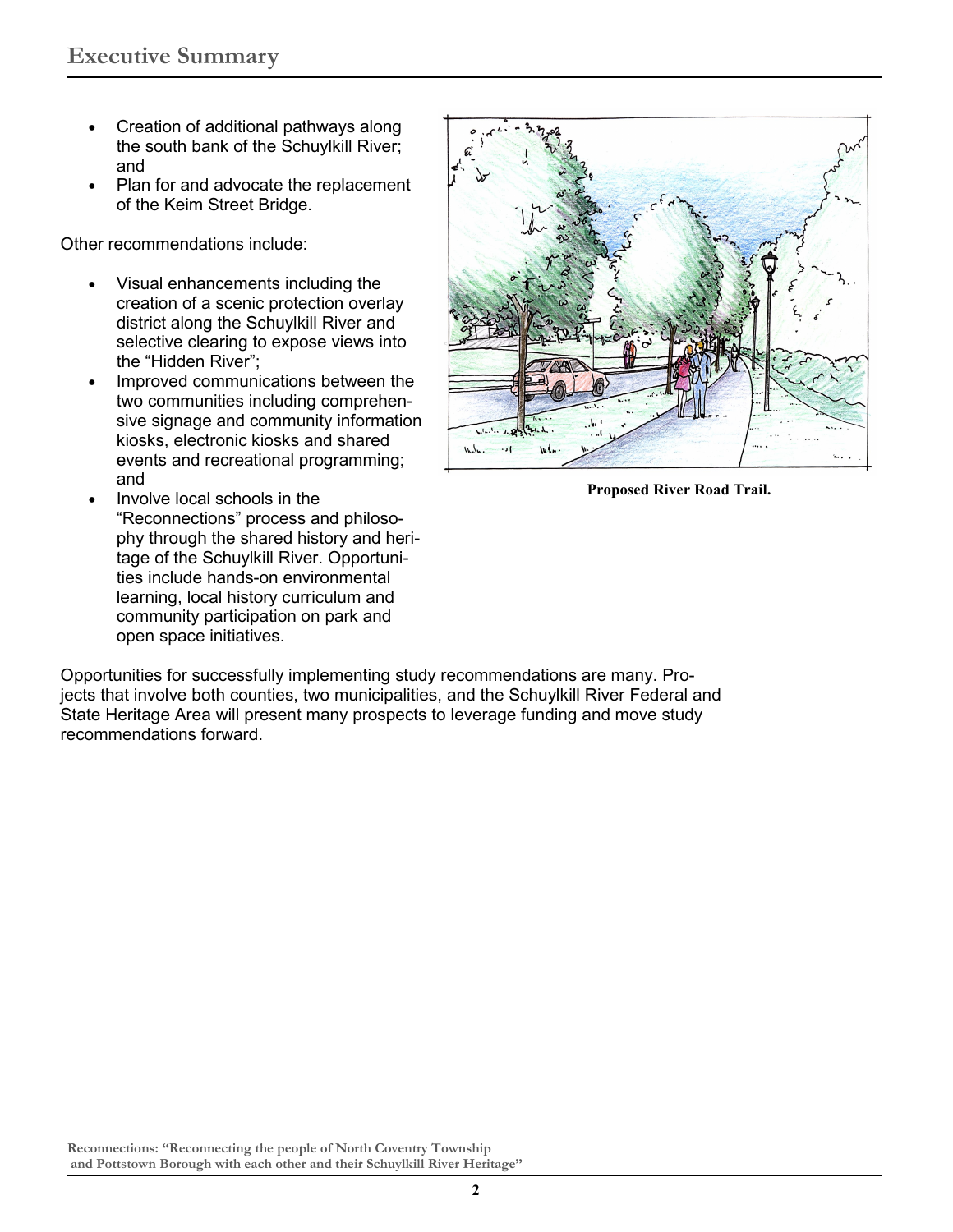- Creation of additional pathways along the south bank of the Schuylkill River; and
- Plan for and advocate the replacement of the Keim Street Bridge.

Other recommendations include:

- Visual enhancements including the creation of a scenic protection overlay district along the Schuylkill River and selective clearing to expose views into the "Hidden River";
- Improved communications between the two communities including comprehensive signage and community information kiosks, electronic kiosks and shared events and recreational programming; and
- Involve local schools in the "Reconnections" process and philosophy through the shared history and heritage of the Schuylkill River. Opportunities include hands-on environmental learning, local history curriculum and community participation on park and open space initiatives.

**Proposed River Road Trail.**

Opportunities for successfully implementing study recommendations are many. Projects that involve both counties, two municipalities, and the Schuylkill River Federal and State Heritage Area will present many prospects to leverage funding and move study recommendations forward.